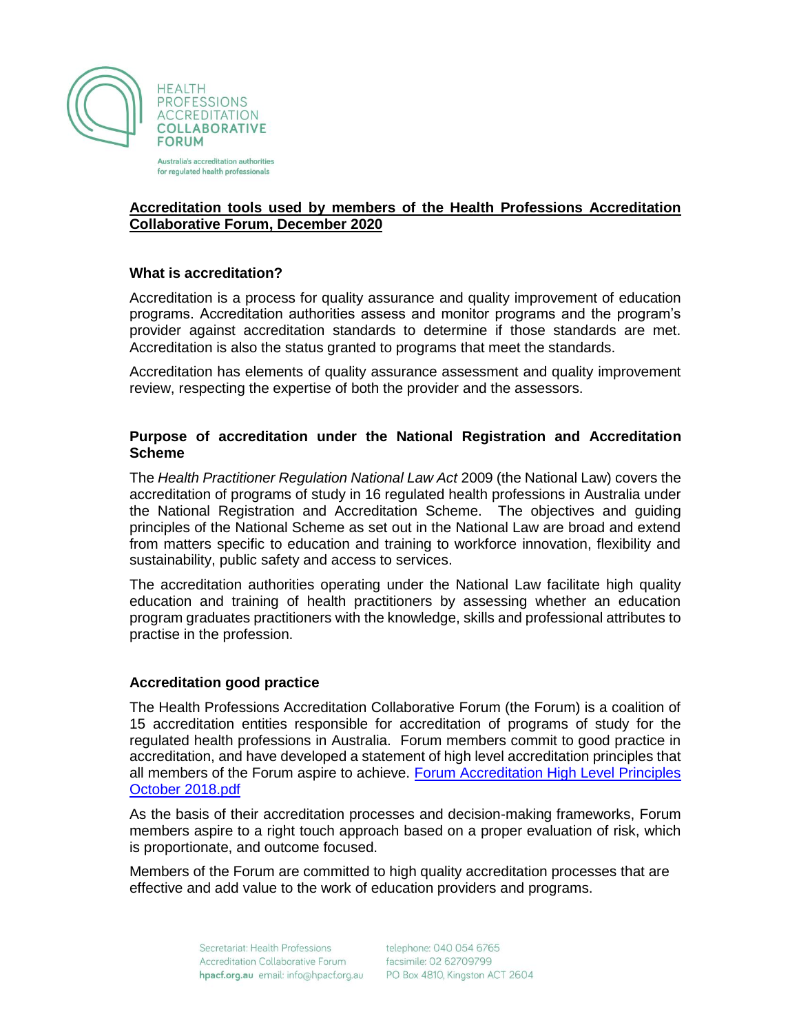HEALTH PROFESSIONS ACCREDITATION COLLABORATIVE FORUM

Australia's accreditation authorities for regulated health professionals

# Accreditation tools used by members of the Health Professions Accreditation Collaborative Forum, December 2020

## What is accreditation?

Accreditation is a process for quality assurance and quality improvement of education programs. Accreditation authorities assess and monitor programs and the program's provider against accreditation standards to determine if those standards are met. Accreditation is also the status granted to programs that meet the standards.

Accreditation has elements of quality assurance assessment and quality improvement review, respecting the expertise of both the provider and the assessors.

## Purpose of accreditation under the National Registration and Accreditation Scheme

The *Health Practitioner Regulation National Law Act* 2009 (the National Law) covers the accreditation of programs of study in 16 regulated health professions in Australia under the National Registration and Accreditation Scheme. The objectives and guiding principles of the National Scheme as set out in the National Law are broad and extend from matters specific to education and training to workforce innovation, flexibility and sustainability, public safety and access to services.

The accreditation authorities operating under the National Law facilitate high quality education and training of health practitioners by assessing whether an education program graduates practitioners with the knowledge, skills and professional attributes to practise in the profession.

## Accreditation good practice

The Health Professions Accreditation Collaborative Forum (the Forum) is a coalition of 15 accreditation entities responsible for accreditation of programs of study for the regulated health professions in Australia. Forum members commit to good practice in accreditation, and have developed a statement of high level accreditation principles that all members of the Forum aspire to achieve. [Forum Accreditation High Level Principles October 2018.pdf]

As the basis of their accreditation processes and decision-making frameworks, Forum members aspire to a right touch approach based on a proper evaluation of risk, which is proportionate, and outcome focused.

Members of the Forum are committed to high quality accreditation processes that are effective and add value to the work of education providers and programs.

Secretariat: Health Professions Accreditation Collaborative Forum
hpacf.org.au email: info@hpacf.org.au
telephone: 040 054 6765
facsimile: 02 62709799
PO Box 4810, Kingston ACT 2604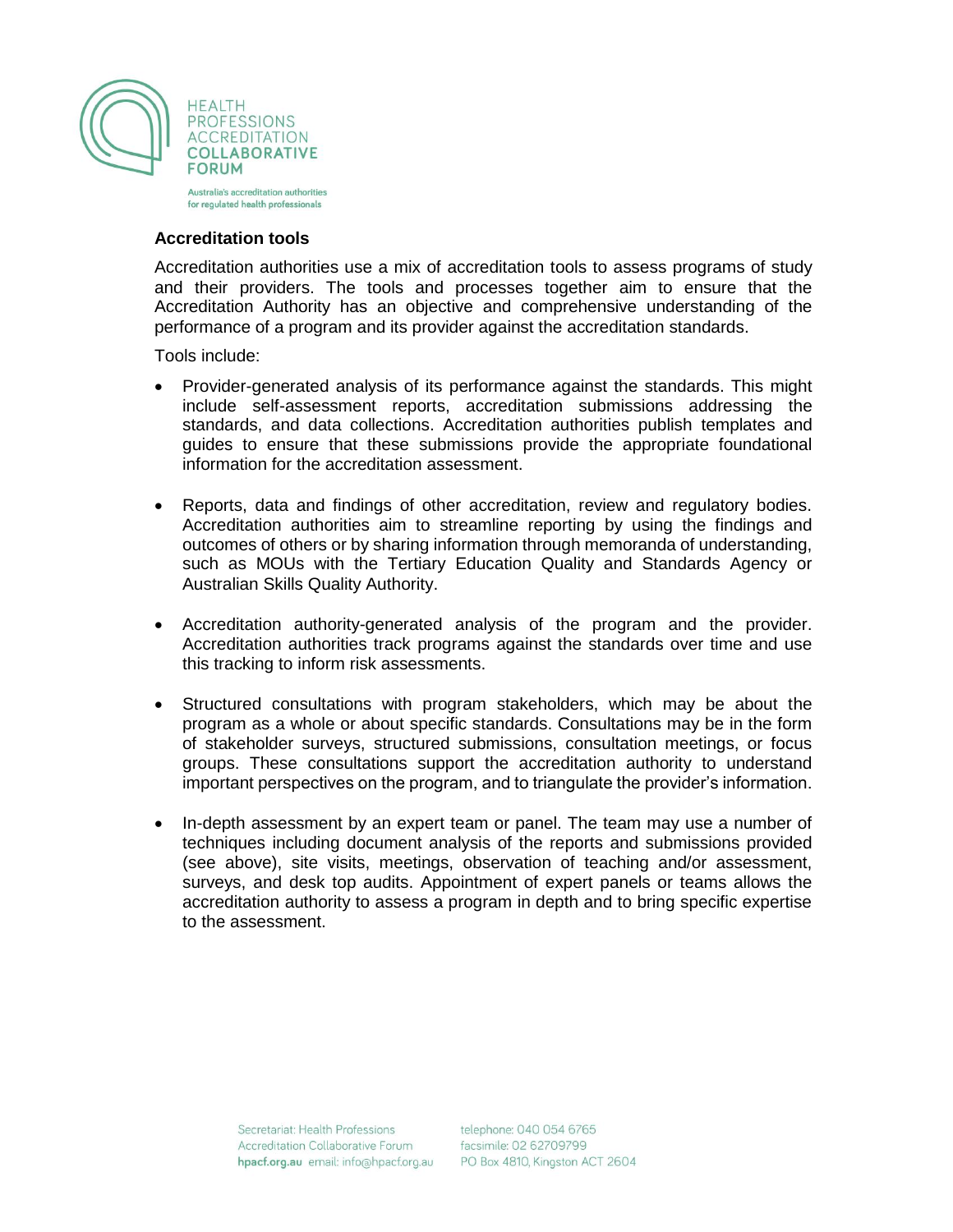## Accreditation tools

Accreditation authorities use a mix of accreditation tools to assess programs of study and their providers. The tools and processes together aim to ensure that the Accreditation Authority has an objective and comprehensive understanding of the performance of a program and its provider against the accreditation standards.

Tools include:

- Provider-generated analysis of its performance against the standards. This might include self-assessment reports, accreditation submissions addressing the standards, and data collections. Accreditation authorities publish templates and guides to ensure that these submissions provide the appropriate foundational information for the accreditation assessment.

- Reports, data and findings of other accreditation, review and regulatory bodies. Accreditation authorities aim to streamline reporting by using the findings and outcomes of others or by sharing information through memoranda of understanding, such as MOUs with the Tertiary Education Quality and Standards Agency or Australian Skills Quality Authority.

- Accreditation authority-generated analysis of the program and the provider. Accreditation authorities track programs against the standards over time and use this tracking to inform risk assessments.

- Structured consultations with program stakeholders, which may be about the program as a whole or about specific standards. Consultations may be in the form of stakeholder surveys, structured submissions, consultation meetings, or focus groups. These consultations support the accreditation authority to understand important perspectives on the program, and to triangulate the provider's information.

- In-depth assessment by an expert team or panel. The team may use a number of techniques including document analysis of the reports and submissions provided (see above), site visits, meetings, observation of teaching and/or assessment, surveys, and desk top audits. Appointment of expert panels or teams allows the accreditation authority to assess a program in depth and to bring specific expertise to the assessment.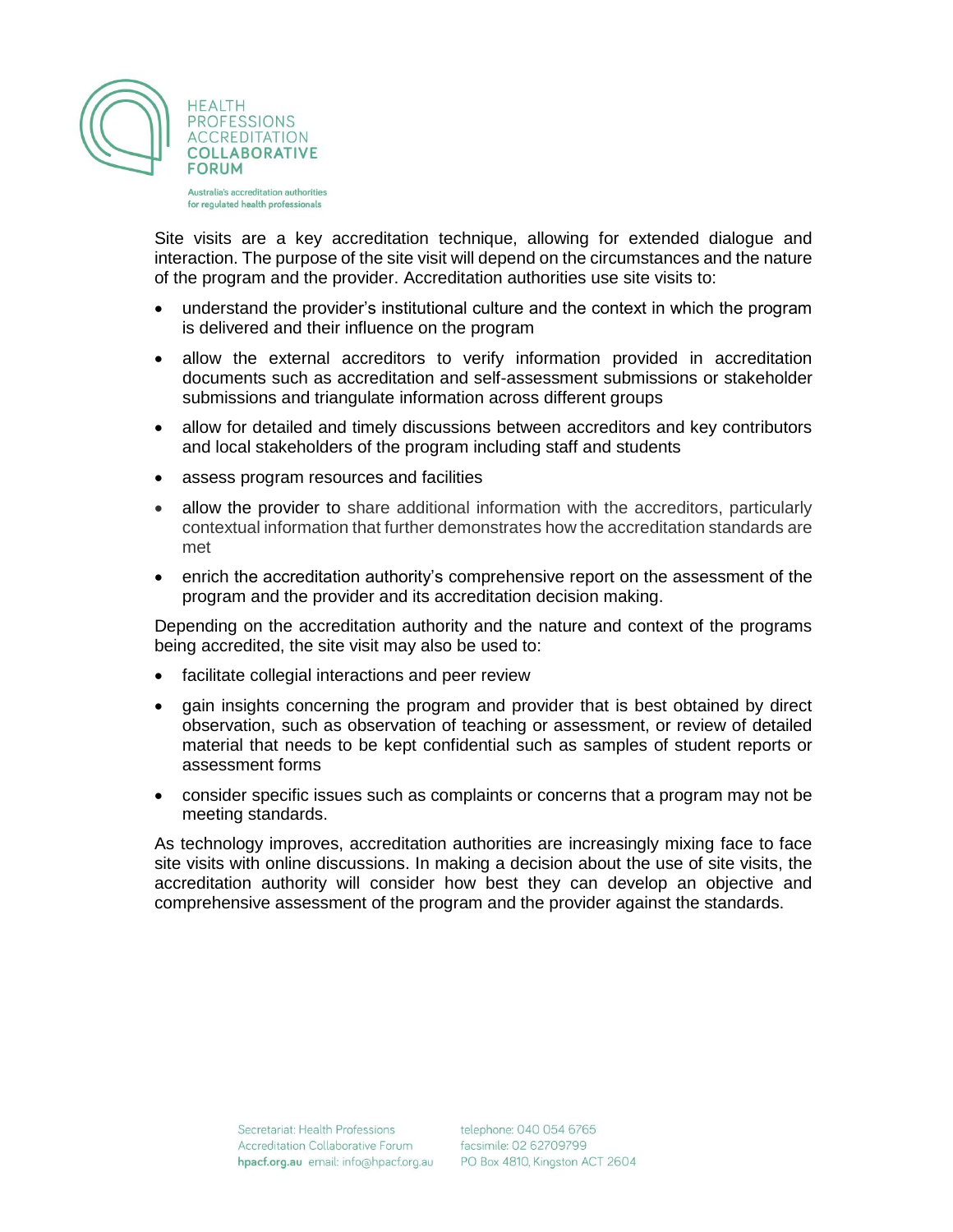Site visits are a key accreditation technique, allowing for extended dialogue and interaction. The purpose of the site visit will depend on the circumstances and the nature of the program and the provider. Accreditation authorities use site visits to:

- understand the provider's institutional culture and the context in which the program is delivered and their influence on the program
- allow the external accreditors to verify information provided in accreditation documents such as accreditation and self-assessment submissions or stakeholder submissions and triangulate information across different groups
- allow for detailed and timely discussions between accreditors and key contributors and local stakeholders of the program including staff and students
- assess program resources and facilities
- allow the provider to share additional information with the accreditors, particularly contextual information that further demonstrates how the accreditation standards are met
- enrich the accreditation authority's comprehensive report on the assessment of the program and the provider and its accreditation decision making.

Depending on the accreditation authority and the nature and context of the programs being accredited, the site visit may also be used to:

- facilitate collegial interactions and peer review
- gain insights concerning the program and provider that is best obtained by direct observation, such as observation of teaching or assessment, or review of detailed material that needs to be kept confidential such as samples of student reports or assessment forms
- consider specific issues such as complaints or concerns that a program may not be meeting standards.

As technology improves, accreditation authorities are increasingly mixing face to face site visits with online discussions. In making a decision about the use of site visits, the accreditation authority will consider how best they can develop an objective and comprehensive assessment of the program and the provider against the standards.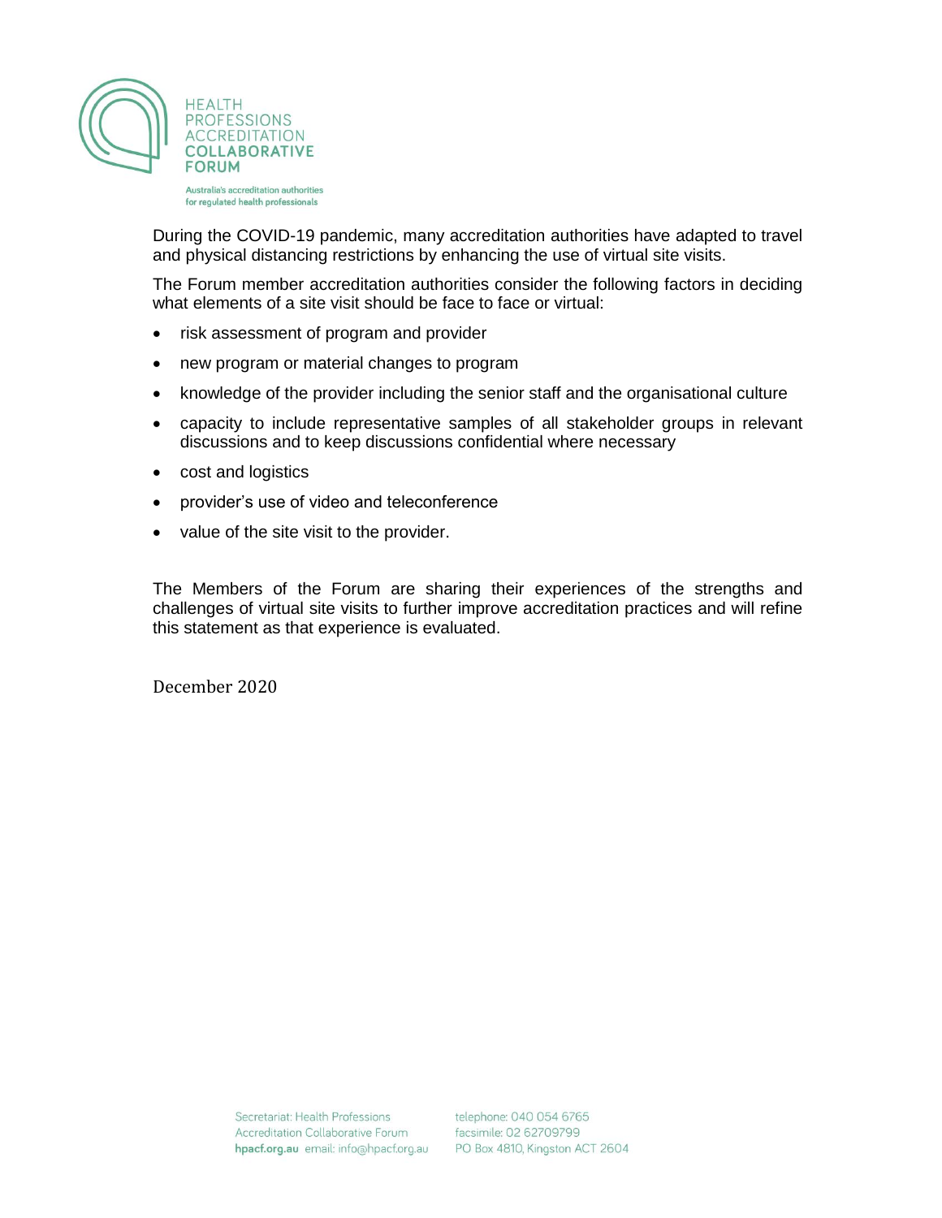During the COVID-19 pandemic, many accreditation authorities have adapted to travel and physical distancing restrictions by enhancing the use of virtual site visits.

The Forum member accreditation authorities consider the following factors in deciding what elements of a site visit should be face to face or virtual:

- risk assessment of program and provider
- new program or material changes to program
- knowledge of the provider including the senior staff and the organisational culture
- capacity to include representative samples of all stakeholder groups in relevant discussions and to keep discussions confidential where necessary
- cost and logistics
- provider's use of video and teleconference
- value of the site visit to the provider.

The Members of the Forum are sharing their experiences of the strengths and challenges of virtual site visits to further improve accreditation practices and will refine this statement as that experience is evaluated.

December 2020